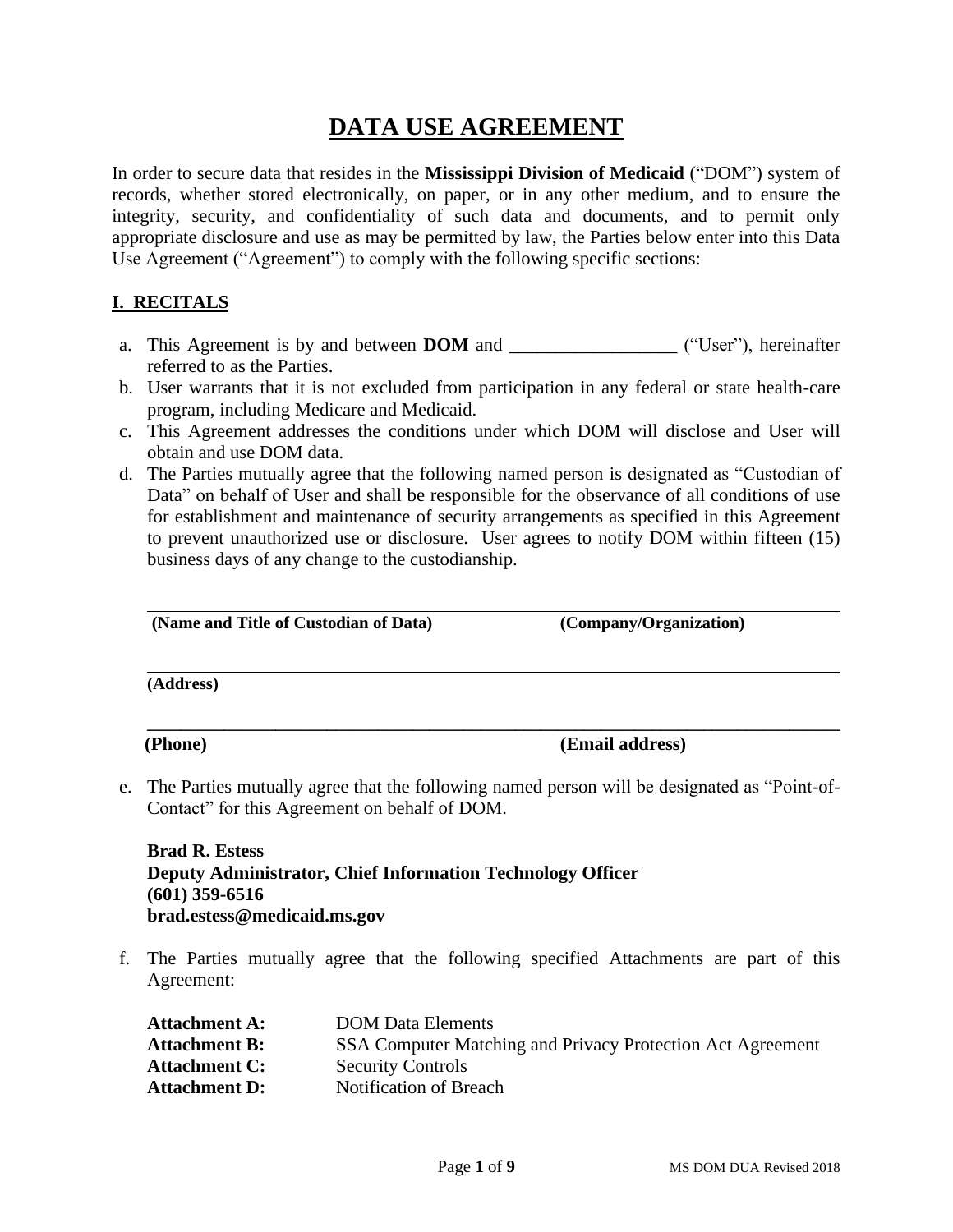# DATA USE AGREEMENT

In order to secure data that resides in the **Mississippi Division of Medicaid** ("DOM") system of records, whether stored electronically, on paper, or in any other medium, and to ensure the integrity, security, and confidentiality of such data and documents, and to permit only appropriate disclosure and use as may be permitted by law, the Parties below enter into this Data Use Agreement ("Agreement") to comply with the following specific sections:

## I. RECITALS

a. This Agreement is by and between **DOM** and __________________ ("User"), hereinafter referred to as the Parties.

b. User warrants that it is not excluded from participation in any federal or state health-care program, including Medicare and Medicaid.

c. This Agreement addresses the conditions under which DOM will disclose and User will obtain and use DOM data.

d. The Parties mutually agree that the following named person is designated as "Custodian of Data" on behalf of User and shall be responsible for the observance of all conditions of use for establishment and maintenance of security arrangements as specified in this Agreement to prevent unauthorized use or disclosure. User agrees to notify DOM within fifteen (15) business days of any change to the custodianship.

______________________________________________________________

**(Name and Title of Custodian of Data)** **(Company/Organization)**

______________________________________________________________

**(Address)**

______________________________________________________________

**(Phone)** **(Email address)**

e. The Parties mutually agree that the following named person will be designated as "Point-of-Contact" for this Agreement on behalf of DOM.

**Brad R. Estess**
**Deputy Administrator, Chief Information Technology Officer**
**(601) 359-6516**
**brad.estess@medicaid.ms.gov**

f. The Parties mutually agree that the following specified Attachments are part of this Agreement:

**Attachment A:** DOM Data Elements
**Attachment B:** SSA Computer Matching and Privacy Protection Act Agreement
**Attachment C:** Security Controls
**Attachment D:** Notification of Breach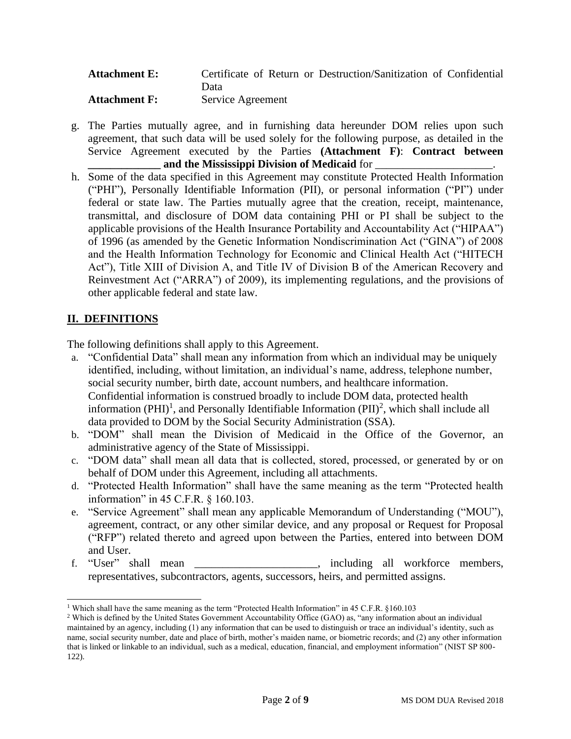| | |
|---|---|
| **Attachment E:** | Certificate of Return or Destruction/Sanitization of Confidential Data |
| **Attachment F:** | Service Agreement |

g. The Parties mutually agree, and in furnishing data hereunder DOM relies upon such agreement, that such data will be used solely for the following purpose, as detailed in the Service Agreement executed by the Parties **(Attachment F)**: **Contract between _____________ and the Mississippi Division of Medicaid** for _____________________.

h. Some of the data specified in this Agreement may constitute Protected Health Information ("PHI"), Personally Identifiable Information (PII), or personal information ("PI") under federal or state law. The Parties mutually agree that the creation, receipt, maintenance, transmittal, and disclosure of DOM data containing PHI or PI shall be subject to the applicable provisions of the Health Insurance Portability and Accountability Act ("HIPAA") of 1996 (as amended by the Genetic Information Nondiscrimination Act ("GINA") of 2008 and the Health Information Technology for Economic and Clinical Health Act ("HITECH Act"), Title XIII of Division A, and Title IV of Division B of the American Recovery and Reinvestment Act ("ARRA") of 2009), its implementing regulations, and the provisions of other applicable federal and state law.

## II. DEFINITIONS

The following definitions shall apply to this Agreement.

a. "Confidential Data" shall mean any information from which an individual may be uniquely identified, including, without limitation, an individual's name, address, telephone number, social security number, birth date, account numbers, and healthcare information. Confidential information is construed broadly to include DOM data, protected health information (PHI)[1], and Personally Identifiable Information (PII)[2], which shall include all data provided to DOM by the Social Security Administration (SSA).

b. "DOM" shall mean the Division of Medicaid in the Office of the Governor, an administrative agency of the State of Mississippi.

c. "DOM data" shall mean all data that is collected, stored, processed, or generated by or on behalf of DOM under this Agreement, including all attachments.

d. "Protected Health Information" shall have the same meaning as the term "Protected health information" in 45 C.F.R. § 160.103.

e. "Service Agreement" shall mean any applicable Memorandum of Understanding ("MOU"), agreement, contract, or any other similar device, and any proposal or Request for Proposal ("RFP") related thereto and agreed upon between the Parties, entered into between DOM and User.

f. "User" shall mean ______________________, including all workforce members, representatives, subcontractors, agents, successors, heirs, and permitted assigns.

---

[1] Which shall have the same meaning as the term "Protected Health Information" in 45 C.F.R. §160.103

[2] Which is defined by the United States Government Accountability Office (GAO) as, "any information about an individual maintained by an agency, including (1) any information that can be used to distinguish or trace an individual's identity, such as name, social security number, date and place of birth, mother's maiden name, or biometric records; and (2) any other information that is linked or linkable to an individual, such as a medical, education, financial, and employment information" (NIST SP 800-122).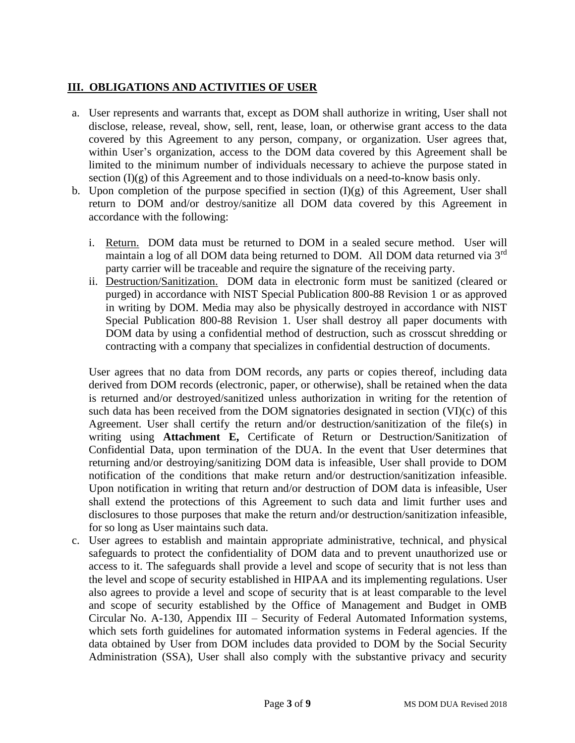## III. OBLIGATIONS AND ACTIVITIES OF USER

a. User represents and warrants that, except as DOM shall authorize in writing, User shall not disclose, release, reveal, show, sell, rent, lease, loan, or otherwise grant access to the data covered by this Agreement to any person, company, or organization. User agrees that, within User's organization, access to the DOM data covered by this Agreement shall be limited to the minimum number of individuals necessary to achieve the purpose stated in section (I)(g) of this Agreement and to those individuals on a need-to-know basis only.

b. Upon completion of the purpose specified in section (I)(g) of this Agreement, User shall return to DOM and/or destroy/sanitize all DOM data covered by this Agreement in accordance with the following:

   i. Return. DOM data must be returned to DOM in a sealed secure method. User will maintain a log of all DOM data being returned to DOM. All DOM data returned via 3rd party carrier will be traceable and require the signature of the receiving party.

   ii. Destruction/Sanitization. DOM data in electronic form must be sanitized (cleared or purged) in accordance with NIST Special Publication 800-88 Revision 1 or as approved in writing by DOM. Media may also be physically destroyed in accordance with NIST Special Publication 800-88 Revision 1. User shall destroy all paper documents with DOM data by using a confidential method of destruction, such as crosscut shredding or contracting with a company that specializes in confidential destruction of documents.

   User agrees that no data from DOM records, any parts or copies thereof, including data derived from DOM records (electronic, paper, or otherwise), shall be retained when the data is returned and/or destroyed/sanitized unless authorization in writing for the retention of such data has been received from the DOM signatories designated in section (VI)(c) of this Agreement. User shall certify the return and/or destruction/sanitization of the file(s) in writing using **Attachment E,** Certificate of Return or Destruction/Sanitization of Confidential Data, upon termination of the DUA. In the event that User determines that returning and/or destroying/sanitizing DOM data is infeasible, User shall provide to DOM notification of the conditions that make return and/or destruction/sanitization infeasible. Upon notification in writing that return and/or destruction of DOM data is infeasible, User shall extend the protections of this Agreement to such data and limit further uses and disclosures to those purposes that make the return and/or destruction/sanitization infeasible, for so long as User maintains such data.

c. User agrees to establish and maintain appropriate administrative, technical, and physical safeguards to protect the confidentiality of DOM data and to prevent unauthorized use or access to it. The safeguards shall provide a level and scope of security that is not less than the level and scope of security established in HIPAA and its implementing regulations. User also agrees to provide a level and scope of security that is at least comparable to the level and scope of security established by the Office of Management and Budget in OMB Circular No. A-130, Appendix III – Security of Federal Automated Information systems, which sets forth guidelines for automated information systems in Federal agencies. If the data obtained by User from DOM includes data provided to DOM by the Social Security Administration (SSA), User shall also comply with the substantive privacy and security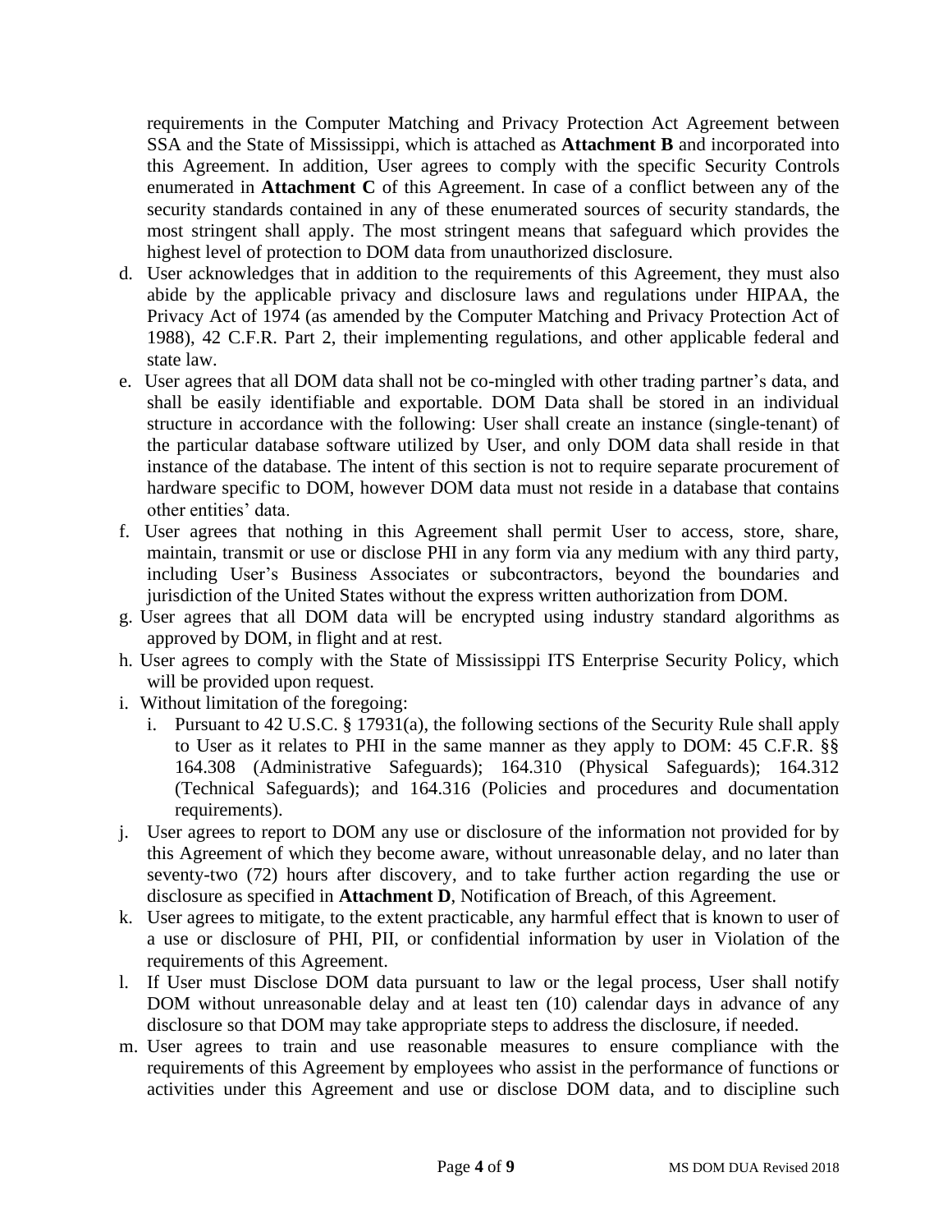requirements in the Computer Matching and Privacy Protection Act Agreement between SSA and the State of Mississippi, which is attached as **Attachment B** and incorporated into this Agreement. In addition, User agrees to comply with the specific Security Controls enumerated in **Attachment C** of this Agreement. In case of a conflict between any of the security standards contained in any of these enumerated sources of security standards, the most stringent shall apply. The most stringent means that safeguard which provides the highest level of protection to DOM data from unauthorized disclosure.

d. User acknowledges that in addition to the requirements of this Agreement, they must also abide by the applicable privacy and disclosure laws and regulations under HIPAA, the Privacy Act of 1974 (as amended by the Computer Matching and Privacy Protection Act of 1988), 42 C.F.R. Part 2, their implementing regulations, and other applicable federal and state law.

e. User agrees that all DOM data shall not be co-mingled with other trading partner's data, and shall be easily identifiable and exportable. DOM Data shall be stored in an individual structure in accordance with the following: User shall create an instance (single-tenant) of the particular database software utilized by User, and only DOM data shall reside in that instance of the database. The intent of this section is not to require separate procurement of hardware specific to DOM, however DOM data must not reside in a database that contains other entities' data.

f. User agrees that nothing in this Agreement shall permit User to access, store, share, maintain, transmit or use or disclose PHI in any form via any medium with any third party, including User's Business Associates or subcontractors, beyond the boundaries and jurisdiction of the United States without the express written authorization from DOM.

g. User agrees that all DOM data will be encrypted using industry standard algorithms as approved by DOM, in flight and at rest.

h. User agrees to comply with the State of Mississippi ITS Enterprise Security Policy, which will be provided upon request.

i. Without limitation of the foregoing:

   i. Pursuant to 42 U.S.C. § 17931(a), the following sections of the Security Rule shall apply to User as it relates to PHI in the same manner as they apply to DOM: 45 C.F.R. §§ 164.308 (Administrative Safeguards); 164.310 (Physical Safeguards); 164.312 (Technical Safeguards); and 164.316 (Policies and procedures and documentation requirements).

j. User agrees to report to DOM any use or disclosure of the information not provided for by this Agreement of which they become aware, without unreasonable delay, and no later than seventy-two (72) hours after discovery, and to take further action regarding the use or disclosure as specified in **Attachment D**, Notification of Breach, of this Agreement.

k. User agrees to mitigate, to the extent practicable, any harmful effect that is known to user of a use or disclosure of PHI, PII, or confidential information by user in Violation of the requirements of this Agreement.

l. If User must Disclose DOM data pursuant to law or the legal process, User shall notify DOM without unreasonable delay and at least ten (10) calendar days in advance of any disclosure so that DOM may take appropriate steps to address the disclosure, if needed.

m. User agrees to train and use reasonable measures to ensure compliance with the requirements of this Agreement by employees who assist in the performance of functions or activities under this Agreement and use or disclose DOM data, and to discipline such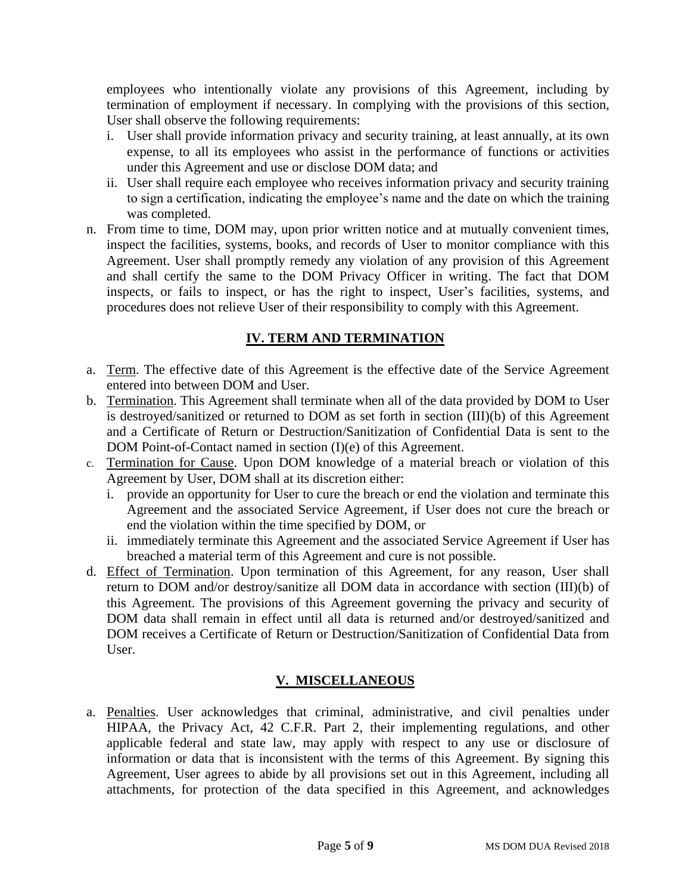employees who intentionally violate any provisions of this Agreement, including by termination of employment if necessary. In complying with the provisions of this section, User shall observe the following requirements:

i. User shall provide information privacy and security training, at least annually, at its own expense, to all its employees who assist in the performance of functions or activities under this Agreement and use or disclose DOM data; and
ii. User shall require each employee who receives information privacy and security training to sign a certification, indicating the employee's name and the date on which the training was completed.

n. From time to time, DOM may, upon prior written notice and at mutually convenient times, inspect the facilities, systems, books, and records of User to monitor compliance with this Agreement. User shall promptly remedy any violation of any provision of this Agreement and shall certify the same to the DOM Privacy Officer in writing. The fact that DOM inspects, or fails to inspect, or has the right to inspect, User's facilities, systems, and procedures does not relieve User of their responsibility to comply with this Agreement.

## IV. TERM AND TERMINATION

a. Term. The effective date of this Agreement is the effective date of the Service Agreement entered into between DOM and User.

b. Termination. This Agreement shall terminate when all of the data provided by DOM to User is destroyed/sanitized or returned to DOM as set forth in section (III)(b) of this Agreement and a Certificate of Return or Destruction/Sanitization of Confidential Data is sent to the DOM Point-of-Contact named in section (I)(e) of this Agreement.

c. Termination for Cause. Upon DOM knowledge of a material breach or violation of this Agreement by User, DOM shall at its discretion either:
   i. provide an opportunity for User to cure the breach or end the violation and terminate this Agreement and the associated Service Agreement, if User does not cure the breach or end the violation within the time specified by DOM, or
   ii. immediately terminate this Agreement and the associated Service Agreement if User has breached a material term of this Agreement and cure is not possible.

d. Effect of Termination. Upon termination of this Agreement, for any reason, User shall return to DOM and/or destroy/sanitize all DOM data in accordance with section (III)(b) of this Agreement. The provisions of this Agreement governing the privacy and security of DOM data shall remain in effect until all data is returned and/or destroyed/sanitized and DOM receives a Certificate of Return or Destruction/Sanitization of Confidential Data from User.

## V. MISCELLANEOUS

a. Penalties. User acknowledges that criminal, administrative, and civil penalties under HIPAA, the Privacy Act, 42 C.F.R. Part 2, their implementing regulations, and other applicable federal and state law, may apply with respect to any use or disclosure of information or data that is inconsistent with the terms of this Agreement. By signing this Agreement, User agrees to abide by all provisions set out in this Agreement, including all attachments, for protection of the data specified in this Agreement, and acknowledges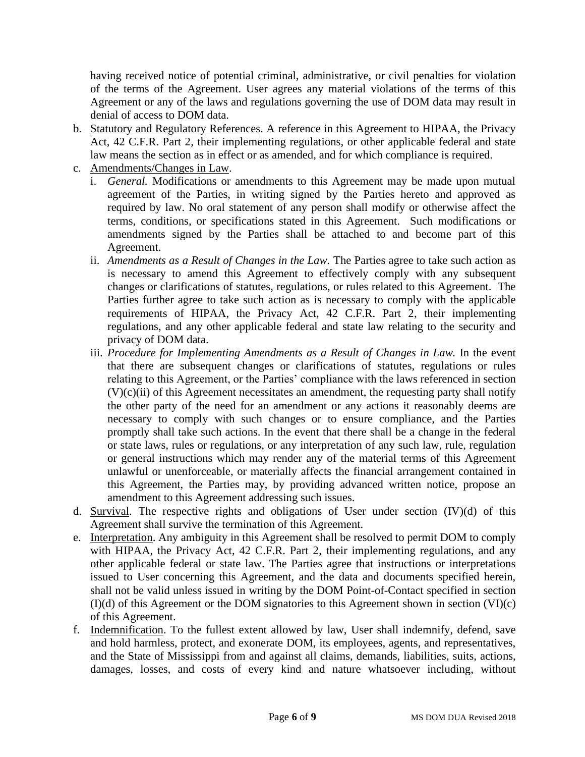having received notice of potential criminal, administrative, or civil penalties for violation of the terms of the Agreement. User agrees any material violations of the terms of this Agreement or any of the laws and regulations governing the use of DOM data may result in denial of access to DOM data.

b. Statutory and Regulatory References. A reference in this Agreement to HIPAA, the Privacy Act, 42 C.F.R. Part 2, their implementing regulations, or other applicable federal and state law means the section as in effect or as amended, and for which compliance is required.

c. Amendments/Changes in Law.

   i. *General.* Modifications or amendments to this Agreement may be made upon mutual agreement of the Parties, in writing signed by the Parties hereto and approved as required by law. No oral statement of any person shall modify or otherwise affect the terms, conditions, or specifications stated in this Agreement. Such modifications or amendments signed by the Parties shall be attached to and become part of this Agreement.

   ii. *Amendments as a Result of Changes in the Law.* The Parties agree to take such action as is necessary to amend this Agreement to effectively comply with any subsequent changes or clarifications of statutes, regulations, or rules related to this Agreement. The Parties further agree to take such action as is necessary to comply with the applicable requirements of HIPAA, the Privacy Act, 42 C.F.R. Part 2, their implementing regulations, and any other applicable federal and state law relating to the security and privacy of DOM data.

   iii. *Procedure for Implementing Amendments as a Result of Changes in Law.* In the event that there are subsequent changes or clarifications of statutes, regulations or rules relating to this Agreement, or the Parties' compliance with the laws referenced in section (V)(c)(ii) of this Agreement necessitates an amendment, the requesting party shall notify the other party of the need for an amendment or any actions it reasonably deems are necessary to comply with such changes or to ensure compliance, and the Parties promptly shall take such actions. In the event that there shall be a change in the federal or state laws, rules or regulations, or any interpretation of any such law, rule, regulation or general instructions which may render any of the material terms of this Agreement unlawful or unenforceable, or materially affects the financial arrangement contained in this Agreement, the Parties may, by providing advanced written notice, propose an amendment to this Agreement addressing such issues.

d. Survival. The respective rights and obligations of User under section (IV)(d) of this Agreement shall survive the termination of this Agreement.

e. Interpretation. Any ambiguity in this Agreement shall be resolved to permit DOM to comply with HIPAA, the Privacy Act, 42 C.F.R. Part 2, their implementing regulations, and any other applicable federal or state law. The Parties agree that instructions or interpretations issued to User concerning this Agreement, and the data and documents specified herein, shall not be valid unless issued in writing by the DOM Point-of-Contact specified in section (I)(d) of this Agreement or the DOM signatories to this Agreement shown in section (VI)(c) of this Agreement.

f. Indemnification. To the fullest extent allowed by law, User shall indemnify, defend, save and hold harmless, protect, and exonerate DOM, its employees, agents, and representatives, and the State of Mississippi from and against all claims, demands, liabilities, suits, actions, damages, losses, and costs of every kind and nature whatsoever including, without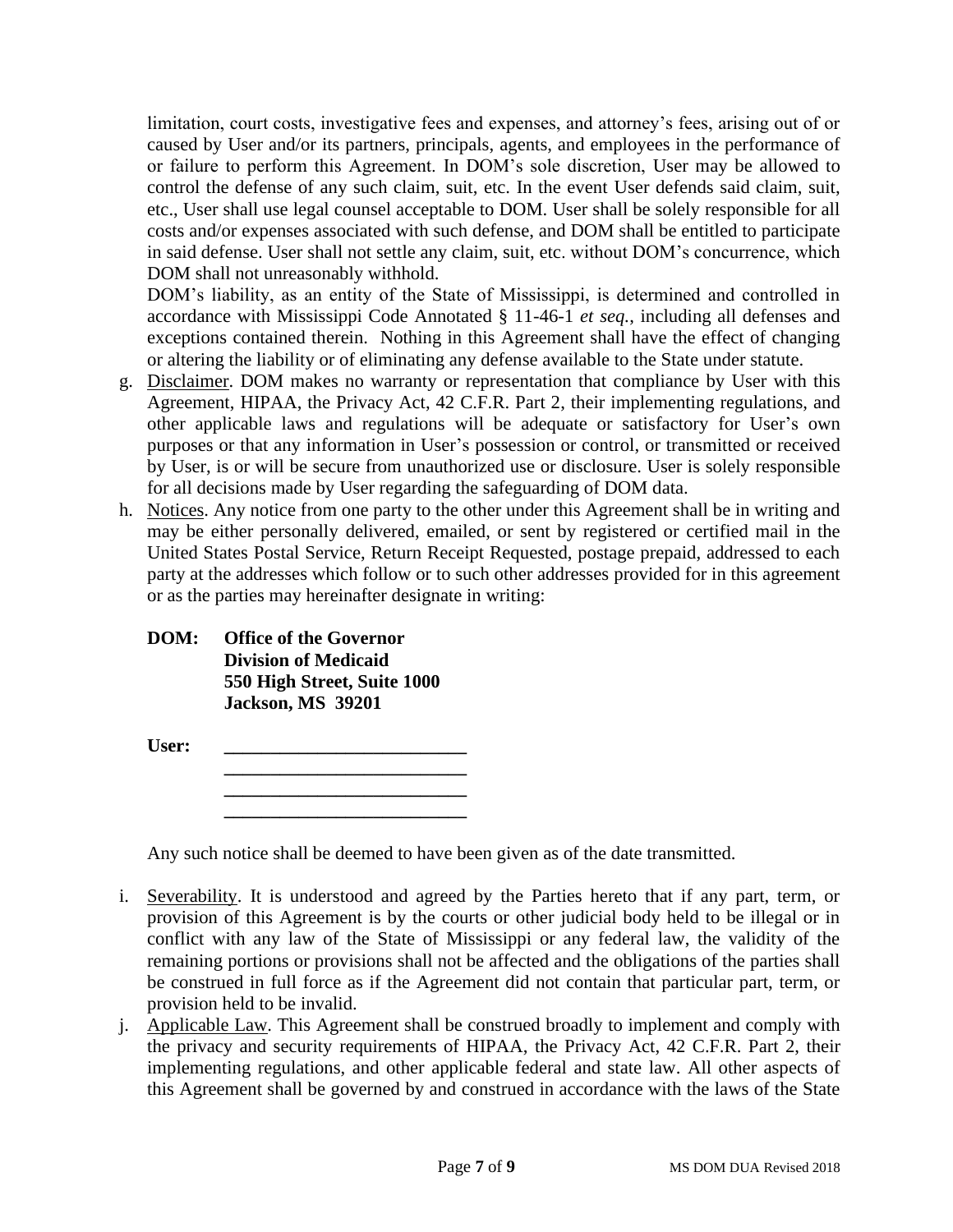limitation, court costs, investigative fees and expenses, and attorney's fees, arising out of or caused by User and/or its partners, principals, agents, and employees in the performance of or failure to perform this Agreement. In DOM's sole discretion, User may be allowed to control the defense of any such claim, suit, etc. In the event User defends said claim, suit, etc., User shall use legal counsel acceptable to DOM. User shall be solely responsible for all costs and/or expenses associated with such defense, and DOM shall be entitled to participate in said defense. User shall not settle any claim, suit, etc. without DOM's concurrence, which DOM shall not unreasonably withhold.

DOM's liability, as an entity of the State of Mississippi, is determined and controlled in accordance with Mississippi Code Annotated § 11-46-1 *et seq.*, including all defenses and exceptions contained therein. Nothing in this Agreement shall have the effect of changing or altering the liability or of eliminating any defense available to the State under statute.

g. <u>Disclaimer</u>. DOM makes no warranty or representation that compliance by User with this Agreement, HIPAA, the Privacy Act, 42 C.F.R. Part 2, their implementing regulations, and other applicable laws and regulations will be adequate or satisfactory for User's own purposes or that any information in User's possession or control, or transmitted or received by User, is or will be secure from unauthorized use or disclosure. User is solely responsible for all decisions made by User regarding the safeguarding of DOM data.

h. <u>Notices</u>. Any notice from one party to the other under this Agreement shall be in writing and may be either personally delivered, emailed, or sent by registered or certified mail in the United States Postal Service, Return Receipt Requested, postage prepaid, addressed to each party at the addresses which follow or to such other addresses provided for in this agreement or as the parties may hereinafter designate in writing:

**DOM: Office of the Governor**
**Division of Medicaid**
**550 High Street, Suite 1000**
**Jackson, MS 39201**

**User: ___________________________**
**___________________________**
**___________________________**
**___________________________**

Any such notice shall be deemed to have been given as of the date transmitted.

i. <u>Severability</u>. It is understood and agreed by the Parties hereto that if any part, term, or provision of this Agreement is by the courts or other judicial body held to be illegal or in conflict with any law of the State of Mississippi or any federal law, the validity of the remaining portions or provisions shall not be affected and the obligations of the parties shall be construed in full force as if the Agreement did not contain that particular part, term, or provision held to be invalid.

j. <u>Applicable Law</u>. This Agreement shall be construed broadly to implement and comply with the privacy and security requirements of HIPAA, the Privacy Act, 42 C.F.R. Part 2, their implementing regulations, and other applicable federal and state law. All other aspects of this Agreement shall be governed by and construed in accordance with the laws of the State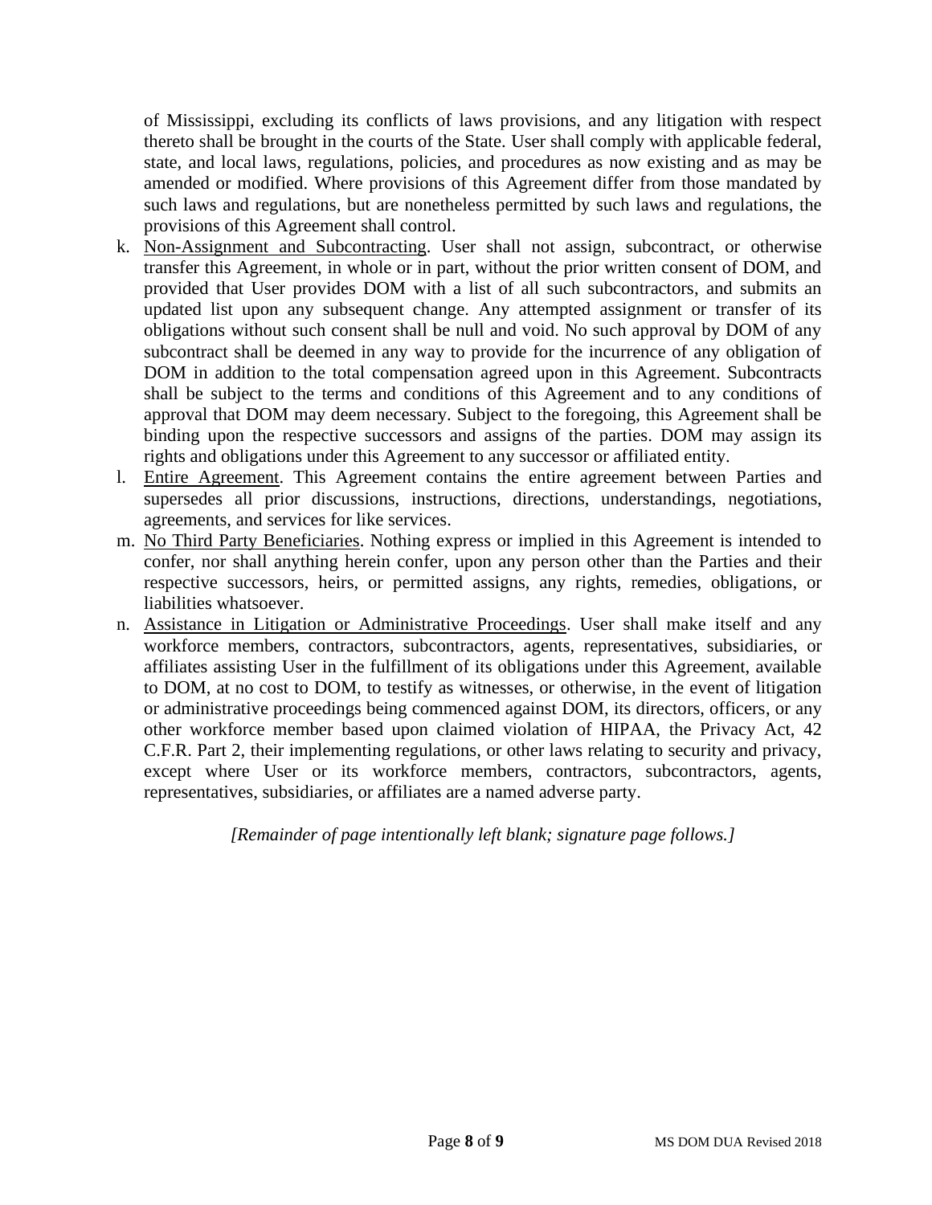of Mississippi, excluding its conflicts of laws provisions, and any litigation with respect thereto shall be brought in the courts of the State. User shall comply with applicable federal, state, and local laws, regulations, policies, and procedures as now existing and as may be amended or modified. Where provisions of this Agreement differ from those mandated by such laws and regulations, but are nonetheless permitted by such laws and regulations, the provisions of this Agreement shall control.

k. <u>Non-Assignment and Subcontracting</u>. User shall not assign, subcontract, or otherwise transfer this Agreement, in whole or in part, without the prior written consent of DOM, and provided that User provides DOM with a list of all such subcontractors, and submits an updated list upon any subsequent change. Any attempted assignment or transfer of its obligations without such consent shall be null and void. No such approval by DOM of any subcontract shall be deemed in any way to provide for the incurrence of any obligation of DOM in addition to the total compensation agreed upon in this Agreement. Subcontracts shall be subject to the terms and conditions of this Agreement and to any conditions of approval that DOM may deem necessary. Subject to the foregoing, this Agreement shall be binding upon the respective successors and assigns of the parties. DOM may assign its rights and obligations under this Agreement to any successor or affiliated entity.

l. <u>Entire Agreement</u>. This Agreement contains the entire agreement between Parties and supersedes all prior discussions, instructions, directions, understandings, negotiations, agreements, and services for like services.

m. <u>No Third Party Beneficiaries</u>. Nothing express or implied in this Agreement is intended to confer, nor shall anything herein confer, upon any person other than the Parties and their respective successors, heirs, or permitted assigns, any rights, remedies, obligations, or liabilities whatsoever.

n. <u>Assistance in Litigation or Administrative Proceedings</u>. User shall make itself and any workforce members, contractors, subcontractors, agents, representatives, subsidiaries, or affiliates assisting User in the fulfillment of its obligations under this Agreement, available to DOM, at no cost to DOM, to testify as witnesses, or otherwise, in the event of litigation or administrative proceedings being commenced against DOM, its directors, officers, or any other workforce member based upon claimed violation of HIPAA, the Privacy Act, 42 C.F.R. Part 2, their implementing regulations, or other laws relating to security and privacy, except where User or its workforce members, contractors, subcontractors, agents, representatives, subsidiaries, or affiliates are a named adverse party.

*[Remainder of page intentionally left blank; signature page follows.]*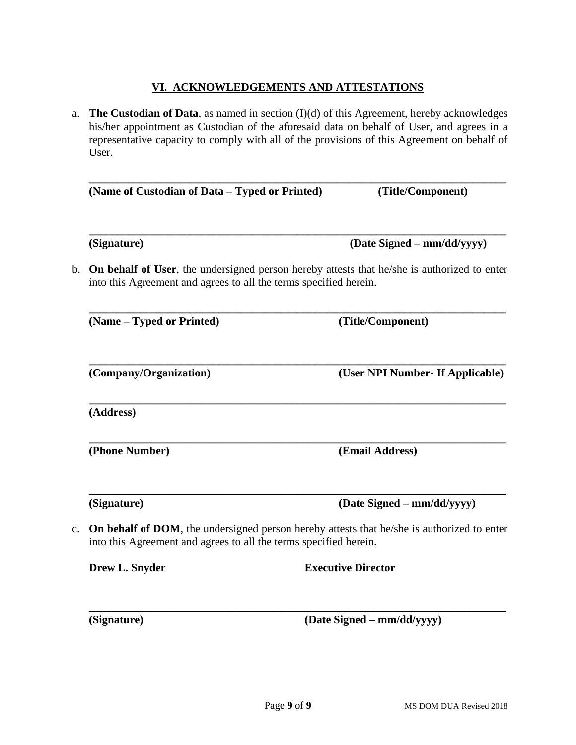## VI. ACKNOWLEDGEMENTS AND ATTESTATIONS

a. **The Custodian of Data**, as named in section (I)(d) of this Agreement, hereby acknowledges his/her appointment as Custodian of the aforesaid data on behalf of User, and agrees in a representative capacity to comply with all of the provisions of this Agreement on behalf of User.

\_\_\_\_\_\_\_\_\_\_\_\_\_\_\_\_\_\_\_\_\_\_\_\_\_\_\_\_\_\_\_\_\_\_\_\_\_\_\_\_\_\_\_\_\_\_\_\_\_\_\_\_\_\_\_\_\_\_\_\_\_\_\_\_\_\_\_\_\_\_
**(Name of Custodian of Data – Typed or Printed)** **(Title/Component)**

\_\_\_\_\_\_\_\_\_\_\_\_\_\_\_\_\_\_\_\_\_\_\_\_\_\_\_\_\_\_\_\_\_\_\_\_\_\_\_\_\_\_\_\_\_\_\_\_\_\_\_\_\_\_\_\_\_\_\_\_\_\_\_\_\_\_\_\_\_\_
**(Signature)** **(Date Signed – mm/dd/yyyy)**

b. **On behalf of User**, the undersigned person hereby attests that he/she is authorized to enter into this Agreement and agrees to all the terms specified herein.

\_\_\_\_\_\_\_\_\_\_\_\_\_\_\_\_\_\_\_\_\_\_\_\_\_\_\_\_\_\_\_\_\_\_\_\_\_\_\_\_\_\_\_\_\_\_\_\_\_\_\_\_\_\_\_\_\_\_\_\_\_\_\_\_\_\_\_\_\_\_
**(Name – Typed or Printed)** **(Title/Component)**

\_\_\_\_\_\_\_\_\_\_\_\_\_\_\_\_\_\_\_\_\_\_\_\_\_\_\_\_\_\_\_\_\_\_\_\_\_\_\_\_\_\_\_\_\_\_\_\_\_\_\_\_\_\_\_\_\_\_\_\_\_\_\_\_\_\_\_\_\_\_
**(Company/Organization)** **(User NPI Number- If Applicable)**

\_\_\_\_\_\_\_\_\_\_\_\_\_\_\_\_\_\_\_\_\_\_\_\_\_\_\_\_\_\_\_\_\_\_\_\_\_\_\_\_\_\_\_\_\_\_\_\_\_\_\_\_\_\_\_\_\_\_\_\_\_\_\_\_\_\_\_\_\_\_
**(Address)**

\_\_\_\_\_\_\_\_\_\_\_\_\_\_\_\_\_\_\_\_\_\_\_\_\_\_\_\_\_\_\_\_\_\_\_\_\_\_\_\_\_\_\_\_\_\_\_\_\_\_\_\_\_\_\_\_\_\_\_\_\_\_\_\_\_\_\_\_\_\_
**(Phone Number)** **(Email Address)**

\_\_\_\_\_\_\_\_\_\_\_\_\_\_\_\_\_\_\_\_\_\_\_\_\_\_\_\_\_\_\_\_\_\_\_\_\_\_\_\_\_\_\_\_\_\_\_\_\_\_\_\_\_\_\_\_\_\_\_\_\_\_\_\_\_\_\_\_\_\_
**(Signature)** **(Date Signed – mm/dd/yyyy)**

c. **On behalf of DOM**, the undersigned person hereby attests that he/she is authorized to enter into this Agreement and agrees to all the terms specified herein.

**Drew L. Snyder** **Executive Director**

\_\_\_\_\_\_\_\_\_\_\_\_\_\_\_\_\_\_\_\_\_\_\_\_\_\_\_\_\_\_\_\_\_\_\_\_\_\_\_\_\_\_\_\_\_\_\_\_\_\_\_\_\_\_\_\_\_\_\_\_\_\_\_\_\_\_\_\_\_\_
**(Signature)** **(Date Signed – mm/dd/yyyy)**